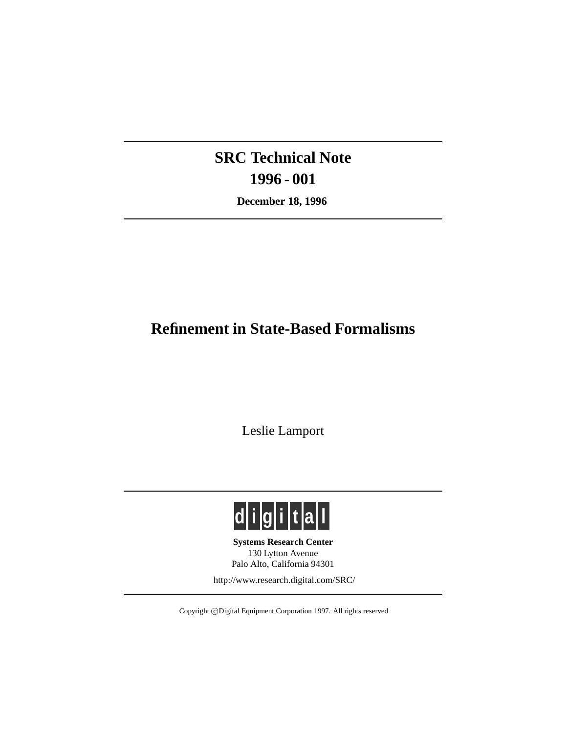# SRC Technical Note
# 1996 - 001

**December 18, 1996**

# Refinement in State-Based Formalisms

Leslie Lamport

digital

**Systems Research Center**
130 Lytton Avenue
Palo Alto, California 94301

http://www.research.digital.com/SRC/

Copyright ©Digital Equipment Corporation 1997. All rights reserved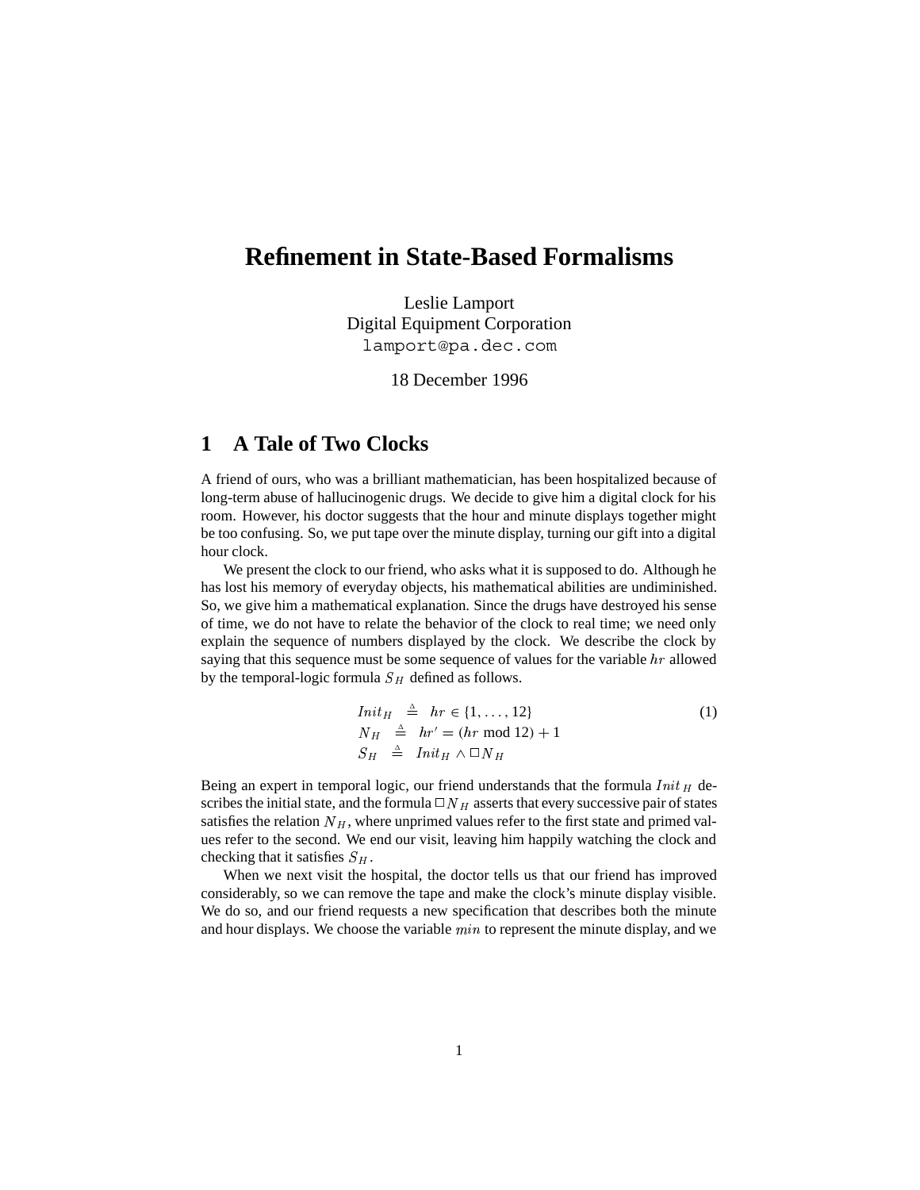# Refinement in State-Based Formalisms

Leslie Lamport
Digital Equipment Corporation
lamport@pa.dec.com

18 December 1996

## 1 A Tale of Two Clocks

A friend of ours, who was a brilliant mathematician, has been hospitalized because of long-term abuse of hallucinogenic drugs. We decide to give him a digital clock for his room. However, his doctor suggests that the hour and minute displays together might be too confusing. So, we put tape over the minute display, turning our gift into a digital hour clock.

We present the clock to our friend, who asks what it is supposed to do. Although he has lost his memory of everyday objects, his mathematical abilities are undiminished. So, we give him a mathematical explanation. Since the drugs have destroyed his sense of time, we do not have to relate the behavior of the clock to real time; we need only explain the sequence of numbers displayed by the clock. We describe the clock by saying that this sequence must be some sequence of values for the variable $hr$ allowed by the temporal-logic formula $S_H$ defined as follows.

$$
\begin{aligned}
Init_H &\triangleq hr \in \{1, \ldots, 12\} \\
N_H &\triangleq hr' = (hr \bmod 12) + 1 \\
S_H &\triangleq Init_H \wedge \Box N_H
\end{aligned}
\tag{1}
$$

Being an expert in temporal logic, our friend understands that the formula $Init_H$ describes the initial state, and the formula $\Box N_H$ asserts that every successive pair of states satisfies the relation $N_H$, where unprimed values refer to the first state and primed values refer to the second. We end our visit, leaving him happily watching the clock and checking that it satisfies $S_H$.

When we next visit the hospital, the doctor tells us that our friend has improved considerably, so we can remove the tape and make the clock's minute display visible. We do so, and our friend requests a new specification that describes both the minute and hour displays. We choose the variable $min$ to represent the minute display, and we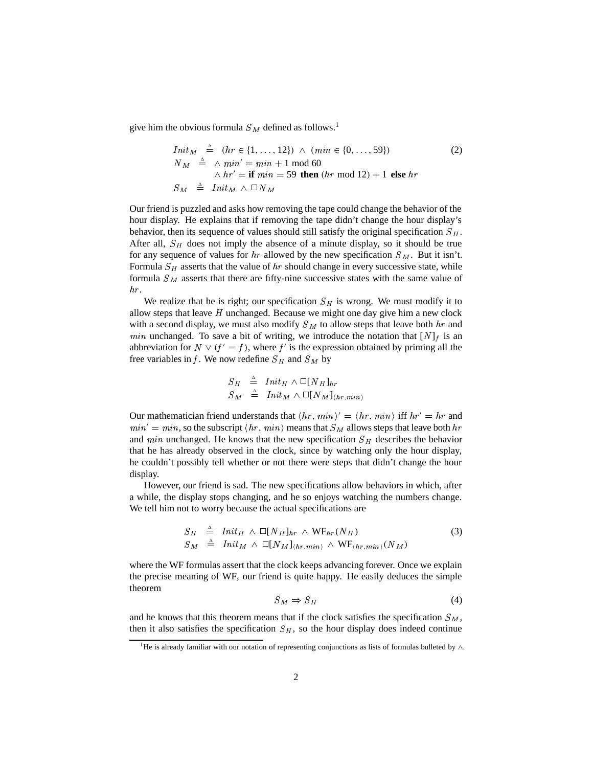give him the obvious formula $S_M$ defined as follows.[1]

$$
\begin{aligned}
Init_M &\triangleq (hr \in \{1, \ldots, 12\}) \land (min \in \{0, \ldots, 59\}) \\
N_M &\triangleq \land\ min' = min + 1 \bmod 60 \\
&\quad\ \land\ hr' = \textbf{if } min = 59 \textbf{ then } (hr \bmod 12) + 1 \textbf{ else } hr \\
S_M &\triangleq Init_M \land \Box N_M
\end{aligned} \tag{2}
$$

Our friend is puzzled and asks how removing the tape could change the behavior of the hour display. He explains that if removing the tape didn't change the hour display's behavior, then its sequence of values should still satisfy the original specification $S_H$. After all, $S_H$ does not imply the absence of a minute display, so it should be true for any sequence of values for $hr$ allowed by the new specification $S_M$. But it isn't. Formula $S_H$ asserts that the value of $hr$ should change in every successive state, while formula $S_M$ asserts that there are fifty-nine successive states with the same value of $hr$.

We realize that he is right; our specification $S_H$ is wrong. We must modify it to allow steps that leave $H$ unchanged. Because we might one day give him a new clock with a second display, we must also modify $S_M$ to allow steps that leave both $hr$ and $min$ unchanged. To save a bit of writing, we introduce the notation that $[N]_f$ is an abbreviation for $N \lor (f' = f)$, where $f'$ is the expression obtained by priming all the free variables in $f$. We now redefine $S_H$ and $S_M$ by

$$
\begin{aligned}
S_H &\triangleq Init_H \land \Box[N_H]_{hr} \\
S_M &\triangleq Init_M \land \Box[N_M]_{\langle hr,\, min \rangle}
\end{aligned}
$$

Our mathematician friend understands that $\langle hr, min\rangle' = \langle hr, min\rangle$ iff $hr' = hr$ and $min' = min$, so the subscript $\langle hr, min\rangle$ means that $S_M$ allows steps that leave both $hr$ and $min$ unchanged. He knows that the new specification $S_H$ describes the behavior that he has already observed in the clock, since by watching only the hour display, he couldn't possibly tell whether or not there were steps that didn't change the hour display.

However, our friend is sad. The new specifications allow behaviors in which, after a while, the display stops changing, and he so enjoys watching the numbers change. We tell him not to worry because the actual specifications are

$$
\begin{aligned}
S_H &\triangleq Init_H \land \Box[N_H]_{hr} \land \mathrm{WF}_{hr}(N_H) \\
S_M &\triangleq Init_M \land \Box[N_M]_{\langle hr,\, min\rangle} \land \mathrm{WF}_{\langle hr,\, min\rangle}(N_M)
\end{aligned} \tag{3}
$$

where the WF formulas assert that the clock keeps advancing forever. Once we explain the precise meaning of WF, our friend is quite happy. He easily deduces the simple theorem

$$S_M \Rightarrow S_H \tag{4}$$

and he knows that this theorem means that if the clock satisfies the specification $S_M$, then it also satisfies the specification $S_H$, so the hour display does indeed continue

[1] He is already familiar with our notation of representing conjunctions as lists of formulas bulleted by $\land$.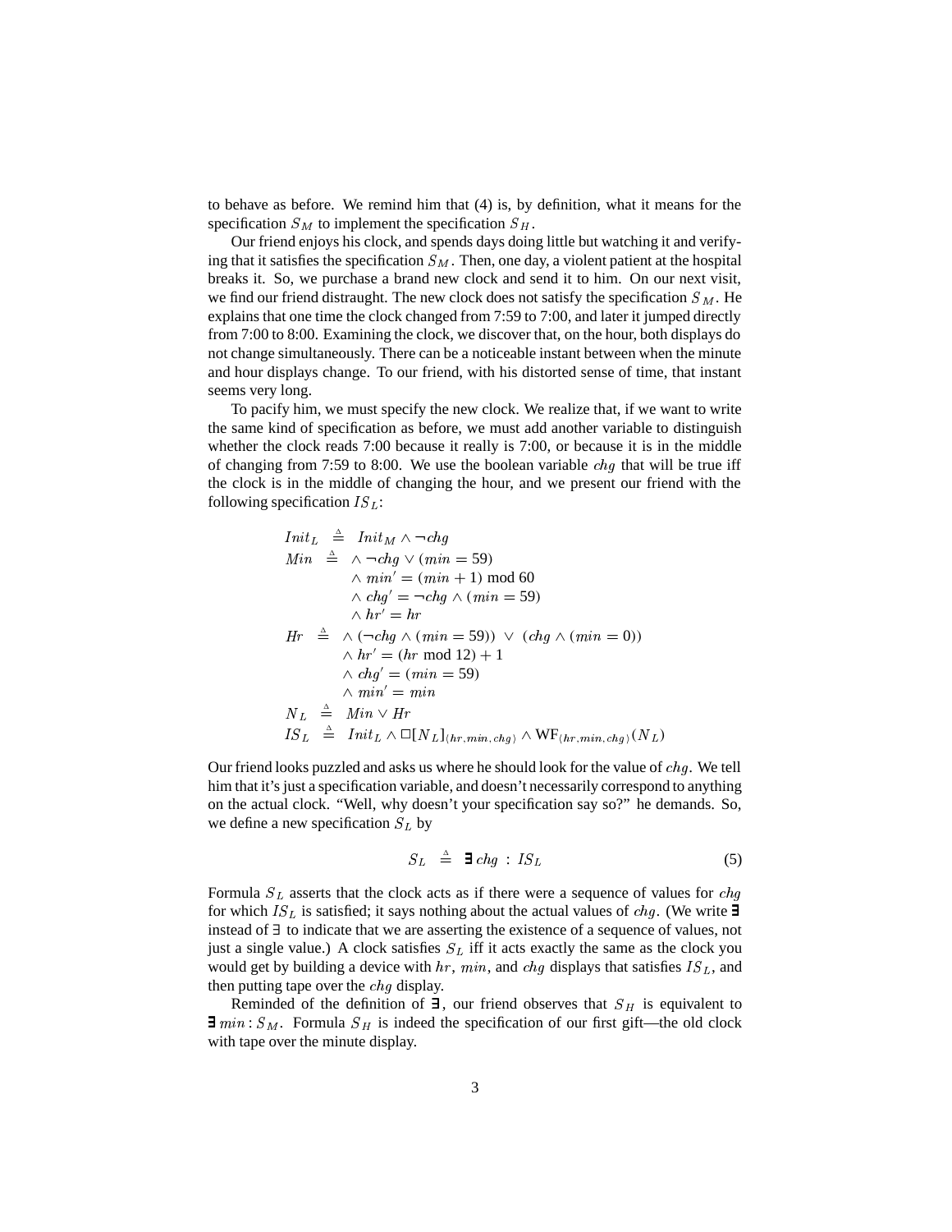to behave as before. We remind him that (4) is, by definition, what it means for the specification $S_M$ to implement the specification $S_H$.

Our friend enjoys his clock, and spends days doing little but watching it and verifying that it satisfies the specification $S_M$. Then, one day, a violent patient at the hospital breaks it. So, we purchase a brand new clock and send it to him. On our next visit, we find our friend distraught. The new clock does not satisfy the specification $S_M$. He explains that one time the clock changed from 7:59 to 7:00, and later it jumped directly from 7:00 to 8:00. Examining the clock, we discover that, on the hour, both displays do not change simultaneously. There can be a noticeable instant between when the minute and hour displays change. To our friend, with his distorted sense of time, that instant seems very long.

To pacify him, we must specify the new clock. We realize that, if we want to write the same kind of specification as before, we must add another variable to distinguish whether the clock reads 7:00 because it really is 7:00, or because it is in the middle of changing from 7:59 to 8:00. We use the boolean variable $chg$ that will be true iff the clock is in the middle of changing the hour, and we present our friend with the following specification $IS_L$:

$$
\begin{aligned}
Init_L &\triangleq Init_M \land \neg chg \\
Min &\triangleq \land \neg chg \lor (min = 59) \\
&\qquad \land min' = (min + 1) \bmod 60 \\
&\qquad \land chg' = \neg chg \land (min = 59) \\
&\qquad \land hr' = hr \\
Hr &\triangleq \land (\neg chg \land (min = 59)) \lor (chg \land (min = 0)) \\
&\qquad \land hr' = (hr \bmod 12) + 1 \\
&\qquad \land chg' = (min = 59) \\
&\qquad \land min' = min \\
N_L &\triangleq Min \lor Hr \\
IS_L &\triangleq Init_L \land \Box[N_L]_{\langle hr, min, chg \rangle} \land \mathrm{WF}_{\langle hr, min, chg \rangle}(N_L)
\end{aligned}
$$

Our friend looks puzzled and asks us where he should look for the value of $chg$. We tell him that it's just a specification variable, and doesn't necessarily correspond to anything on the actual clock. "Well, why doesn't your specification say so?" he demands. So, we define a new specification $S_L$ by

$$S_L \triangleq \boldsymbol{\exists}\, chg : IS_L \tag{5}$$

Formula $S_L$ asserts that the clock acts as if there were a sequence of values for $chg$ for which $IS_L$ is satisfied; it says nothing about the actual values of $chg$. (We write $\boldsymbol{\exists}$ instead of $\exists$ to indicate that we are asserting the existence of a sequence of values, not just a single value.) A clock satisfies $S_L$ iff it acts exactly the same as the clock you would get by building a device with $hr$, $min$, and $chg$ displays that satisfies $IS_L$, and then putting tape over the $chg$ display.

Reminded of the definition of $\boldsymbol{\exists}$, our friend observes that $S_H$ is equivalent to $\boldsymbol{\exists}\, min : S_M$. Formula $S_H$ is indeed the specification of our first gift—the old clock with tape over the minute display.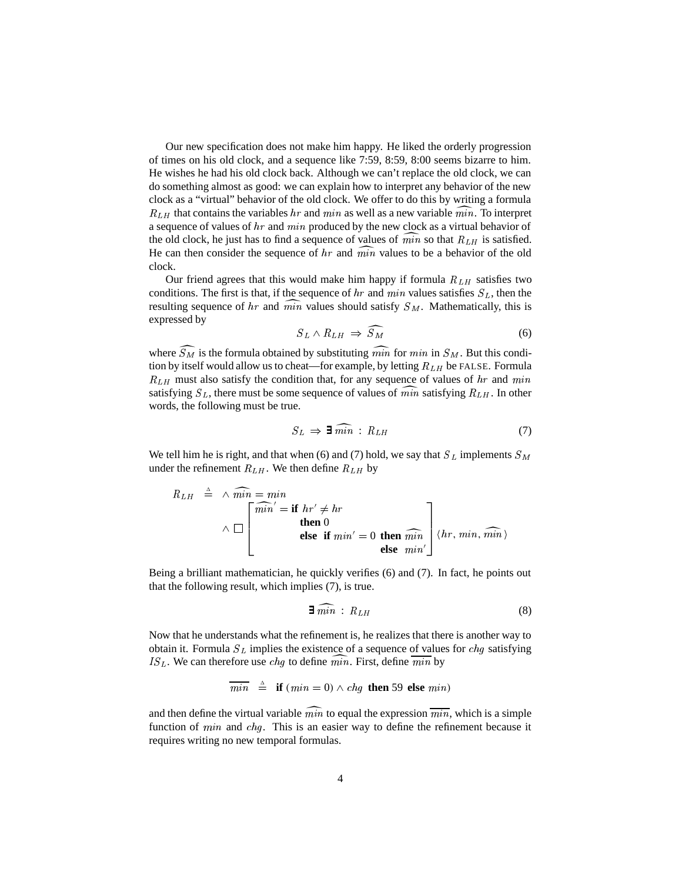Our new specification does not make him happy. He liked the orderly progression of times on his old clock, and a sequence like 7:59, 8:59, 8:00 seems bizarre to him. He wishes he had his old clock back. Although we can't replace the old clock, we can do something almost as good: we can explain how to interpret any behavior of the new clock as a "virtual" behavior of the old clock. We offer to do this by writing a formula $R_{LH}$ that contains the variables $hr$ and $min$ as well as a new variable $\widehat{min}$. To interpret a sequence of values of $hr$ and $min$ produced by the new clock as a virtual behavior of the old clock, he just has to find a sequence of values of $\widehat{min}$ so that $R_{LH}$ is satisfied. He can then consider the sequence of $hr$ and $\widehat{min}$ values to be a behavior of the old clock.

Our friend agrees that this would make him happy if formula $R_{LH}$ satisfies two conditions. The first is that, if the sequence of $hr$ and $min$ values satisfies $S_L$, then the resulting sequence of $hr$ and $\widehat{min}$ values should satisfy $S_M$. Mathematically, this is expressed by

$$S_L \wedge R_{LH} \;\Rightarrow\; \widehat{S_M} \tag{6}$$

where $\widehat{S_M}$ is the formula obtained by substituting $\widehat{min}$ for $min$ in $S_M$. But this condition by itself would allow us to cheat—for example, by letting $R_{LH}$ be FALSE. Formula $R_{LH}$ must also satisfy the condition that, for any sequence of values of $hr$ and $min$ satisfying $S_L$, there must be some sequence of values of $\widehat{min}$ satisfying $R_{LH}$. In other words, the following must be true.

$$S_L \;\Rightarrow\; \exists\, \widehat{min} \,:\, R_{LH} \tag{7}$$

We tell him he is right, and that when (6) and (7) hold, we say that $S_L$ implements $S_M$ under the refinement $R_{LH}$. We then define $R_{LH}$ by

$$
R_{LH} \;\stackrel{\Delta}{=}\; \begin{array}{l} \wedge\; \widehat{min} = min \\ \wedge\; \Box \left[ \begin{array}{l} \widehat{min}' = \textbf{if } hr' \neq hr \\ \qquad\qquad \textbf{then } 0 \\ \qquad\qquad \textbf{else } \textbf{if } min' = 0 \textbf{ then } \widehat{min} \\ \qquad\qquad\qquad\qquad\qquad\qquad \textbf{else } min' \end{array} \right]_{\langle hr,\, min,\, \widehat{min} \rangle} \end{array}
$$

Being a brilliant mathematician, he quickly verifies (6) and (7). In fact, he points out that the following result, which implies (7), is true.

$$\exists\, \widehat{min} \,:\, R_{LH} \tag{8}$$

Now that he understands what the refinement is, he realizes that there is another way to obtain it. Formula $S_L$ implies the existence of a sequence of values for $chg$ satisfying $IS_L$. We can therefore use $chg$ to define $\widehat{min}$. First, define $\overline{min}$ by

$$\overline{min} \;\stackrel{\Delta}{=}\; \textbf{if } (min = 0) \wedge chg \textbf{ then } 59 \textbf{ else } min)$$

and then define the virtual variable $\widehat{min}$ to equal the expression $\overline{min}$, which is a simple function of $min$ and $chg$. This is an easier way to define the refinement because it requires writing no new temporal formulas.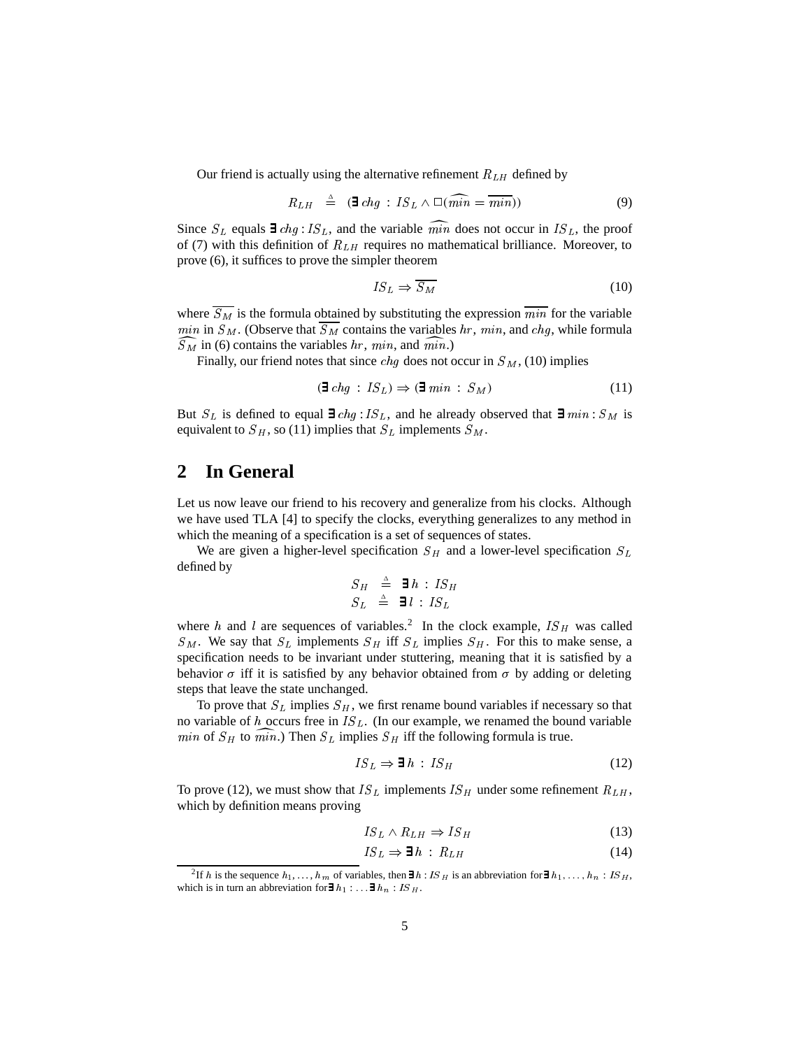Our friend is actually using the alternative refinement $R_{LH}$ defined by

$$R_{LH} \;\stackrel{\Delta}{=}\; (\exists\, chg : IS_L \wedge \Box(\widehat{min} = \overline{min})) \tag{9}$$

Since $S_L$ equals $\exists\, chg : IS_L$, and the variable $\widehat{min}$ does not occur in $IS_L$, the proof of (7) with this definition of $R_{LH}$ requires no mathematical brilliance. Moreover, to prove (6), it suffices to prove the simpler theorem

$$IS_L \Rightarrow \overline{S_M} \tag{10}$$

where $\overline{S_M}$ is the formula obtained by substituting the expression $\overline{min}$ for the variable $min$ in $S_M$. (Observe that $\overline{S_M}$ contains the variables $hr$, $min$, and $chg$, while formula $\widehat{S_M}$ in (6) contains the variables $hr$, $min$, and $\widehat{min}$.)

Finally, our friend notes that since $chg$ does not occur in $S_M$, (10) implies

$$(\exists\, chg : IS_L) \Rightarrow (\exists\, min : S_M) \tag{11}$$

But $S_L$ is defined to equal $\exists\, chg : IS_L$, and he already observed that $\exists\, min : S_M$ is equivalent to $S_H$, so (11) implies that $S_L$ implements $S_M$.

## 2 In General

Let us now leave our friend to his recovery and generalize from his clocks. Although we have used TLA [4] to specify the clocks, everything generalizes to any method in which the meaning of a specification is a set of sequences of states.

We are given a higher-level specification $S_H$ and a lower-level specification $S_L$ defined by

$$\begin{aligned} S_H &\stackrel{\Delta}{=} \exists\, h : IS_H \\ S_L &\stackrel{\Delta}{=} \exists\, l : IS_L \end{aligned}$$

where $h$ and $l$ are sequences of variables.[2] In the clock example, $IS_H$ was called $S_M$. We say that $S_L$ implements $S_H$ iff $S_L$ implies $S_H$. For this to make sense, a specification needs to be invariant under stuttering, meaning that it is satisfied by a behavior $\sigma$ iff it is satisfied by any behavior obtained from $\sigma$ by adding or deleting steps that leave the state unchanged.

To prove that $S_L$ implies $S_H$, we first rename bound variables if necessary so that no variable of $h$ occurs free in $IS_L$. (In our example, we renamed the bound variable $min$ of $S_H$ to $\widehat{min}$.) Then $S_L$ implies $S_H$ iff the following formula is true.

$$IS_L \Rightarrow \exists\, h : IS_H \tag{12}$$

To prove (12), we must show that $IS_L$ implements $IS_H$ under some refinement $R_{LH}$, which by definition means proving

$$IS_L \wedge R_{LH} \Rightarrow IS_H \tag{13}$$

$$IS_L \Rightarrow \exists\, h : R_{LH} \tag{14}$$

[2] If $h$ is the sequence $h_1, \ldots, h_m$ of variables, then $\exists\, h : IS_H$ is an abbreviation for $\exists\, h_1, \ldots, h_n : IS_H$, which is in turn an abbreviation for $\exists\, h_1 : \ldots \exists\, h_n : IS_H$.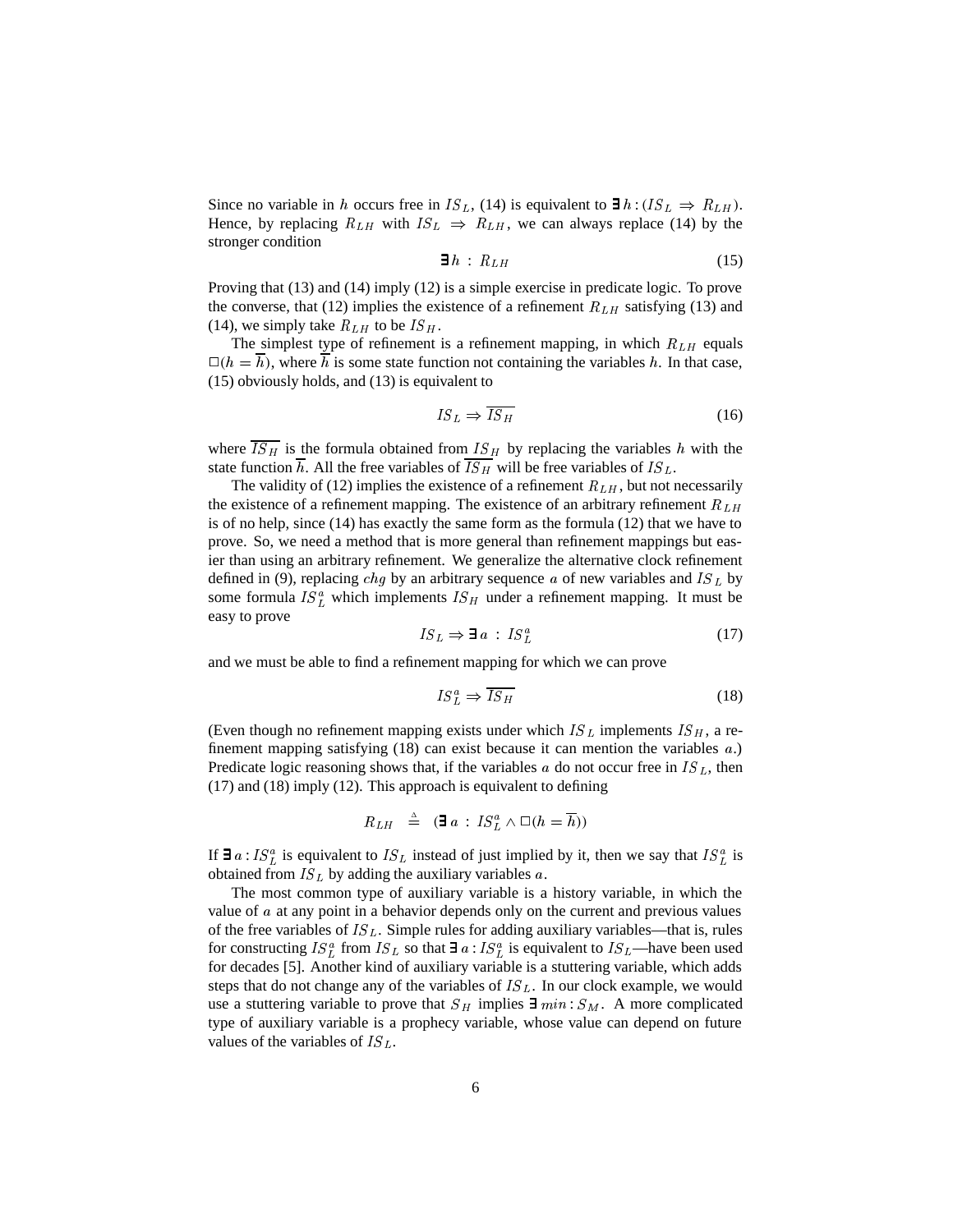Since no variable in $h$ occurs free in $IS_L$, (14) is equivalent to $\exists\, h : (IS_L \Rightarrow R_{LH})$. Hence, by replacing $R_{LH}$ with $IS_L \Rightarrow R_{LH}$, we can always replace (14) by the stronger condition

$$\exists\, h \;:\; R_{LH} \tag{15}$$

Proving that (13) and (14) imply (12) is a simple exercise in predicate logic. To prove the converse, that (12) implies the existence of a refinement $R_{LH}$ satisfying (13) and (14), we simply take $R_{LH}$ to be $IS_H$.

The simplest type of refinement is a refinement mapping, in which $R_{LH}$ equals $\Box(h = \overline{h})$, where $\overline{h}$ is some state function not containing the variables $h$. In that case, (15) obviously holds, and (13) is equivalent to

$$IS_L \Rightarrow \overline{IS_H} \tag{16}$$

where $\overline{IS_H}$ is the formula obtained from $IS_H$ by replacing the variables $h$ with the state function $\overline{h}$. All the free variables of $\overline{IS_H}$ will be free variables of $IS_L$.

The validity of (12) implies the existence of a refinement $R_{LH}$, but not necessarily the existence of a refinement mapping. The existence of an arbitrary refinement $R_{LH}$ is of no help, since (14) has exactly the same form as the formula (12) that we have to prove. So, we need a method that is more general than refinement mappings but easier than using an arbitrary refinement. We generalize the alternative clock refinement defined in (9), replacing $chg$ by an arbitrary sequence $a$ of new variables and $IS_L$ by some formula $IS_L^a$ which implements $IS_H$ under a refinement mapping. It must be easy to prove

$$IS_L \Rightarrow \exists\, a \;:\; IS_L^a \tag{17}$$

and we must be able to find a refinement mapping for which we can prove

$$IS_L^a \Rightarrow \overline{IS_H} \tag{18}$$

(Even though no refinement mapping exists under which $IS_L$ implements $IS_H$, a refinement mapping satisfying (18) can exist because it can mention the variables $a$.) Predicate logic reasoning shows that, if the variables $a$ do not occur free in $IS_L$, then (17) and (18) imply (12). This approach is equivalent to defining

$$R_{LH} \;\stackrel{\Delta}{=}\; (\exists\, a \;:\; IS_L^a \wedge \Box(h = \overline{h}))$$

If $\exists\, a : IS_L^a$ is equivalent to $IS_L$ instead of just implied by it, then we say that $IS_L^a$ is obtained from $IS_L$ by adding the auxiliary variables $a$.

The most common type of auxiliary variable is a history variable, in which the value of $a$ at any point in a behavior depends only on the current and previous values of the free variables of $IS_L$. Simple rules for adding auxiliary variables—that is, rules for constructing $IS_L^a$ from $IS_L$ so that $\exists\, a : IS_L^a$ is equivalent to $IS_L$—have been used for decades [5]. Another kind of auxiliary variable is a stuttering variable, which adds steps that do not change any of the variables of $IS_L$. In our clock example, we would use a stuttering variable to prove that $S_H$ implies $\exists\, min : S_M$. A more complicated type of auxiliary variable is a prophecy variable, whose value can depend on future values of the variables of $IS_L$.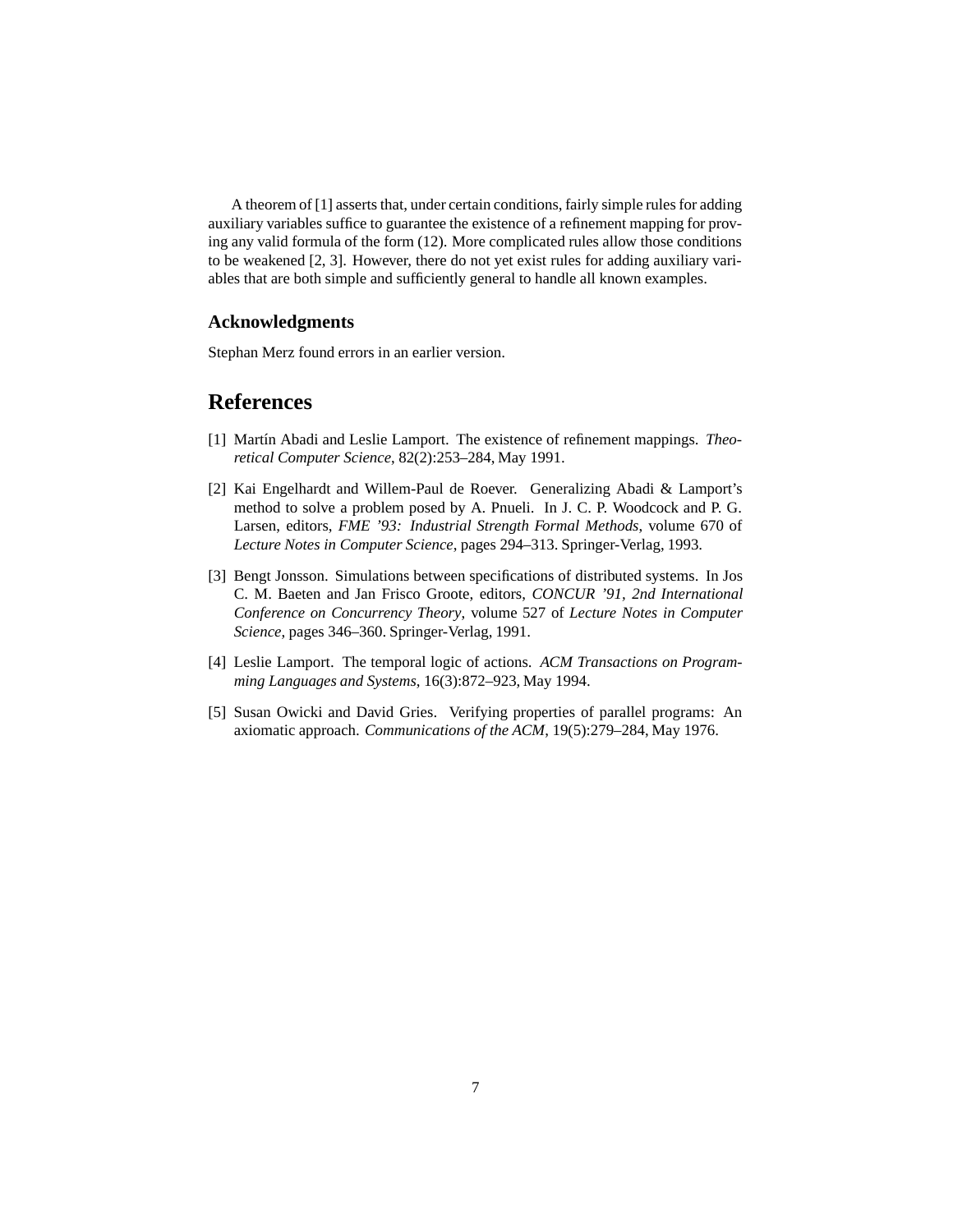A theorem of [1] asserts that, under certain conditions, fairly simple rules for adding auxiliary variables suffice to guarantee the existence of a refinement mapping for proving any valid formula of the form (12). More complicated rules allow those conditions to be weakened [2, 3]. However, there do not yet exist rules for adding auxiliary variables that are both simple and sufficiently general to handle all known examples.

### Acknowledgments

Stephan Merz found errors in an earlier version.

## References

[1] Martín Abadi and Leslie Lamport. The existence of refinement mappings. *Theoretical Computer Science*, 82(2):253–284, May 1991.

[2] Kai Engelhardt and Willem-Paul de Roever. Generalizing Abadi & Lamport's method to solve a problem posed by A. Pnueli. In J. C. P. Woodcock and P. G. Larsen, editors, *FME '93: Industrial Strength Formal Methods*, volume 670 of *Lecture Notes in Computer Science*, pages 294–313. Springer-Verlag, 1993.

[3] Bengt Jonsson. Simulations between specifications of distributed systems. In Jos C. M. Baeten and Jan Frisco Groote, editors, *CONCUR '91, 2nd International Conference on Concurrency Theory*, volume 527 of *Lecture Notes in Computer Science*, pages 346–360. Springer-Verlag, 1991.

[4] Leslie Lamport. The temporal logic of actions. *ACM Transactions on Programming Languages and Systems*, 16(3):872–923, May 1994.

[5] Susan Owicki and David Gries. Verifying properties of parallel programs: An axiomatic approach. *Communications of the ACM*, 19(5):279–284, May 1976.